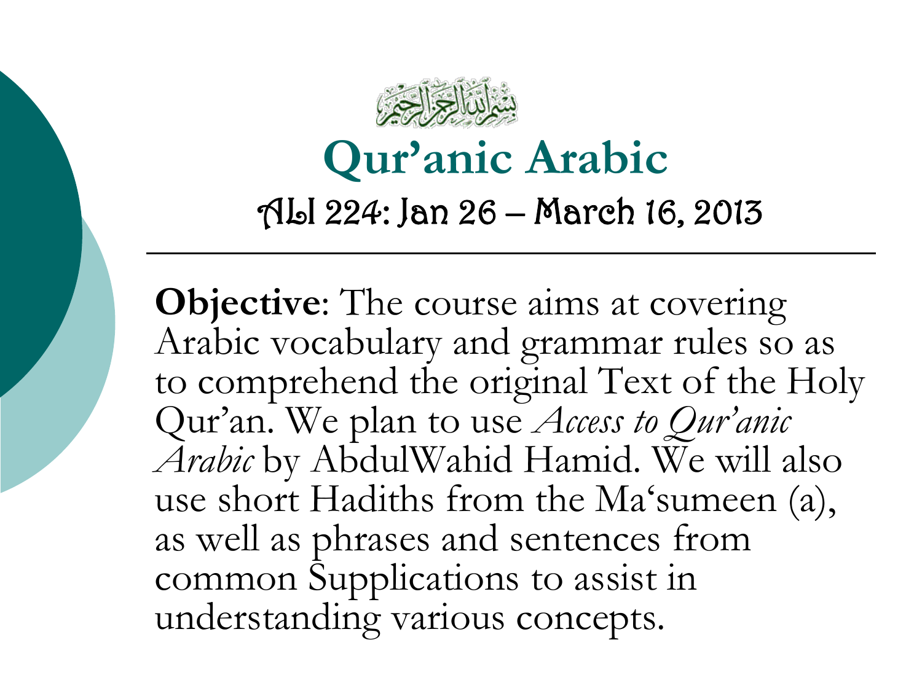# Qur'anic Arabic

## ALI 224: Jan 26 – March 16, 2013

**Objective**: The course aims at covering Arabic vocabulary and grammar rules so as to comprehend the original Text of the Holy Qur'an. We plan to use *Access to Qur'anic Arabic* by AbdulWahid Hamid. We will also use short Hadiths from the Ma'sumeen (a), as well as phrases and sentences from common Supplications to assist in understanding various concepts.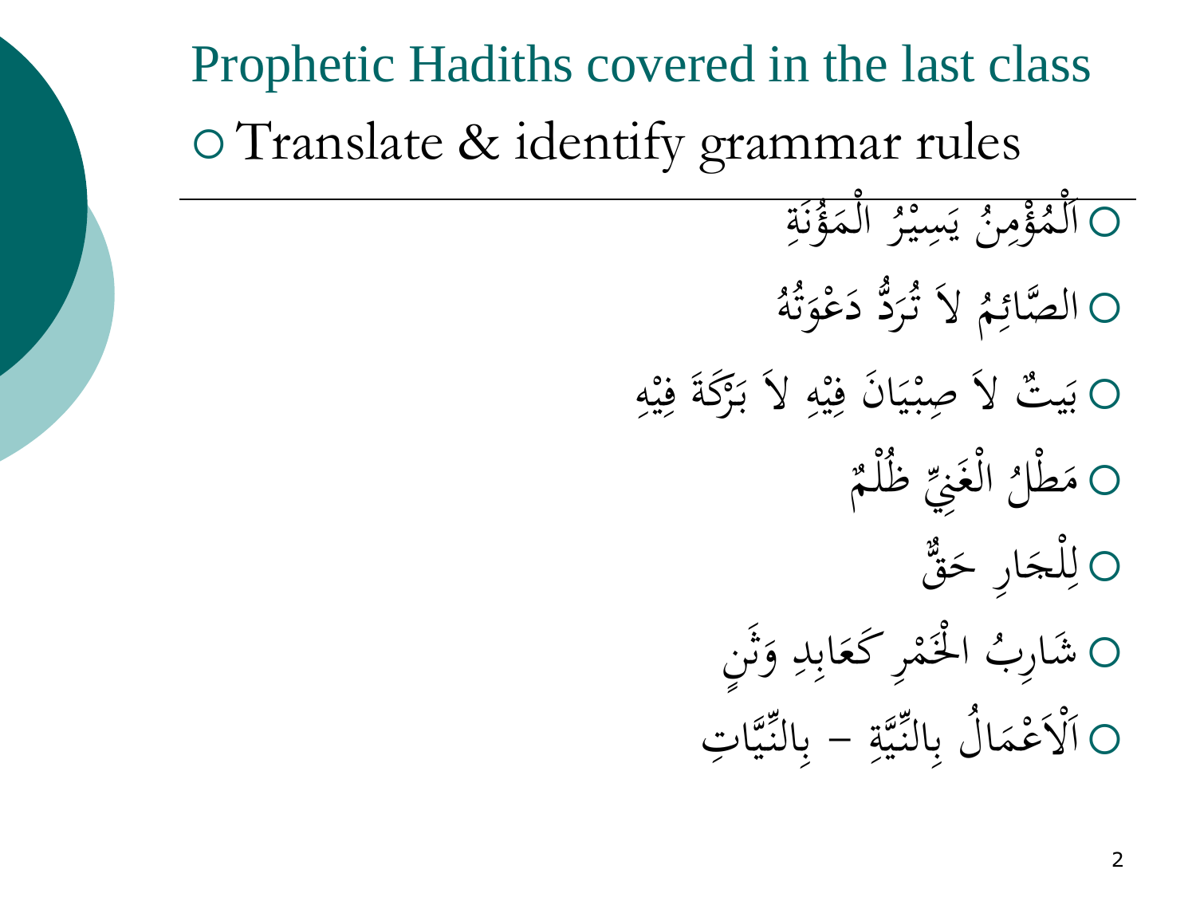# Prophetic Haditths covered in the last class

- Translate & identify grammar rules

---

- اَلْمُؤْمِنُ يَسِيْرُ الْمَؤُنَةِ
- الصَّائِمُ لاَ تُرَدُّ دَعْوَتُهُ
- بَيتٌ لاَ صِبْيَانَ فِيْهِ لاَ بَرَكَةَ فِيْهِ
- مَطْلُ الْغَنِيِّ ظُلْمٌ
- لِلْجَارِ حَقٌّ
- شَارِبُ الْخَمْرِ كَعَابِدِ وَثَنٍ
- اَلْاَعْمَالُ بِالنِّيَّةِ – بِالنِّيَّاتِ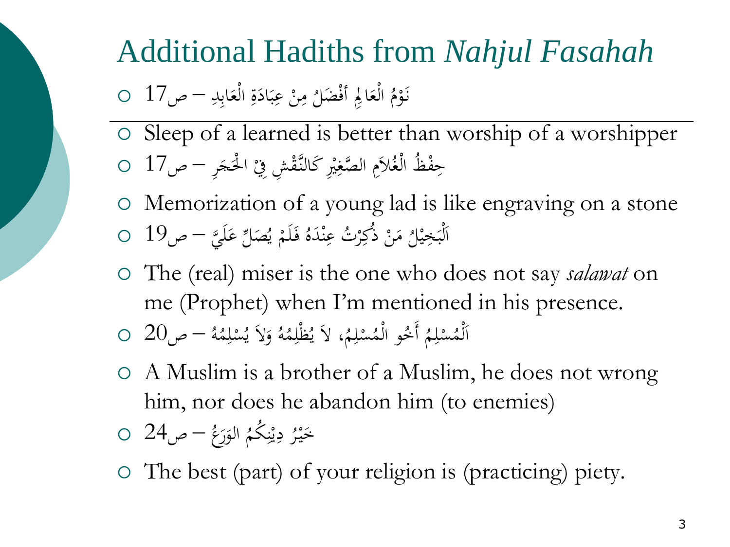# Additional Haditths from *Nahjul Fasahah*

- نَوْمُ الْعَالِمِ أَفْضَلُ مِنْ عِبَادَةِ الْعَابِدِ – ص17

---

- Sleep of a learned is better than worship of a worshipper
- حِفْظُ الْغُلاَمِ الصَّغِيْرِ كَالنَّقْشِ فِيْ الْحَجَرِ – ص17
- Memorization of a young lad is like engraving on a stone
- اَلْبَخِيْلُ مَنْ ذُكِرْتُ عِنْدَهُ فَلَمْ يُصَلِّ عَلَيَّ – ص19
- The (real) miser is the one who does not say *salawat* on me (Prophet) when I'm mentioned in his presence.
- اَلْمُسْلِمُ أَخُو الْمُسْلِمِ، لاَ يُظْلِمُهُ وَلاَ يُسْلِمُهُ – ص20
- A Muslim is a brother of a Muslim, he does not wrong him, nor does he abandon him (to enemies)
- خَيْرُ دِيْنِكُمُ الوَرَعُ – ص24
- The best (part) of your religion is (practicing) piety.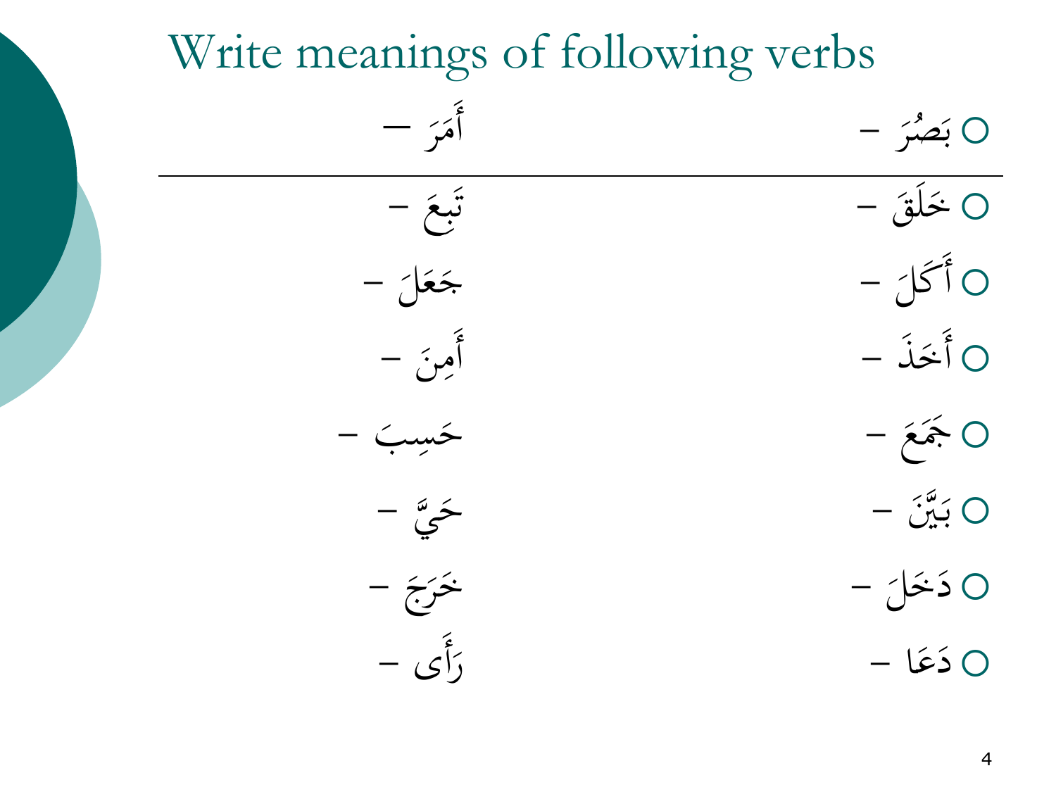# Write meanings of following verbs

- بَصُرَ –　　　　　　　أَمَرَ –
- خَلَقَ –　　　　　　　تَبِعَ –
- أَكَلَ –　　　　　　　جَعَلَ –
- أَخَذَ –　　　　　　　أَمِنَ –
- جَمَعَ –　　　　　　　حَسِبَ –
- بَيَّنَ –　　　　　　　حَيَّ –
- دَخَلَ –　　　　　　　خَرَجَ –
- دَعَا –　　　　　　　رَأَى –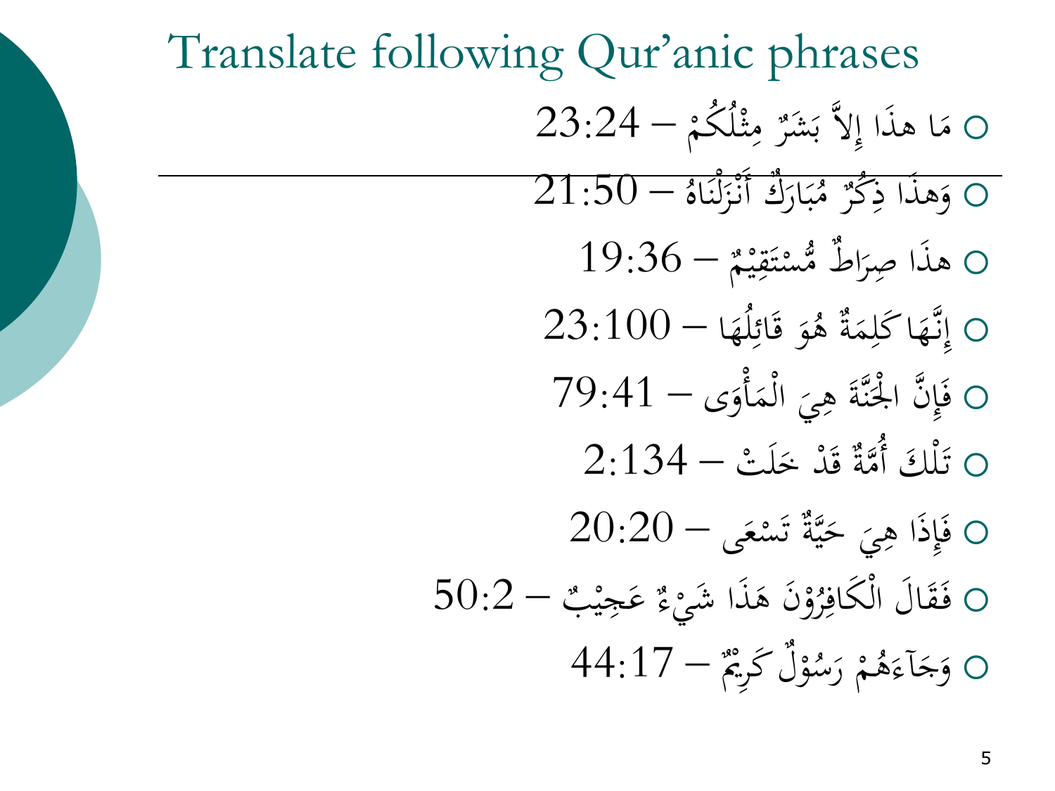# Translate following Qur'anic phrases

- مَا هذَا إِلاَّ بَشَرٌ مِثْلُكُمْ – 23:24
- وَهذَا ذِكْرٌ مُبَارَكٌ أَنْزَلْنَاهُ – 21:50
- هذَا صِرَاطٌ مُّسْتَقِيْمٌ – 19:36
- إِنَّهَا كَلِمَةٌ هُوَ قَائِلُهَا – 23:100
- فَإِنَّ الْجَنَّةَ هِيَ الْمَأْوَى – 79:41
- تَلْكَ أُمَّةٌ قَدْ خَلَتْ – 2:134
- فَإِذَا هِيَ حَيَّةٌ تَسْعَى – 20:20
- فَقَالَ الْكَافِرُوْنَ هَذَا شَيْءٌ عَجِيْبٌ – 50:2
- وَجَآءَهُمْ رَسُوْلٌ كَرِيْمٌ – 44:17